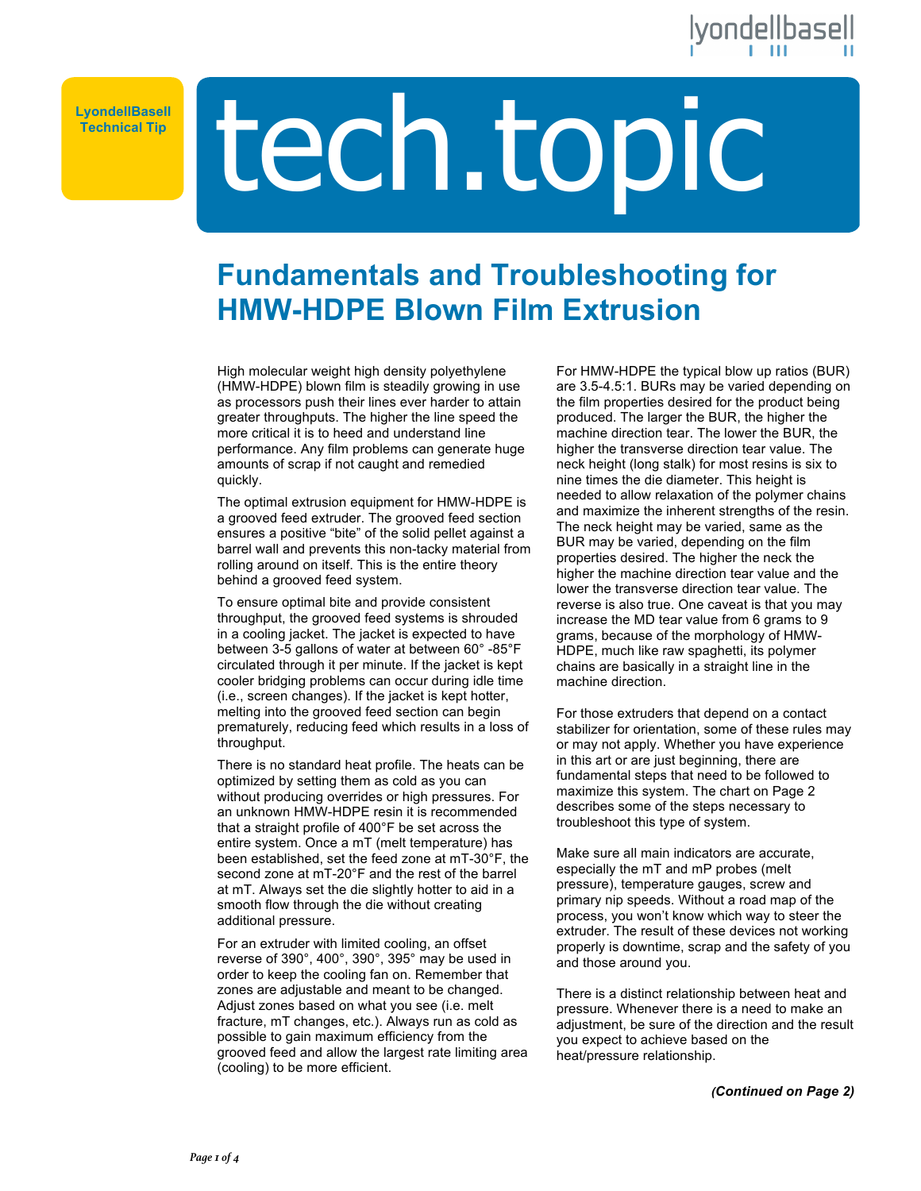LyondellBasell Technical Tip

# tech.topic

## Fundamentals and Troubleshooting for HMW-HDPE Blown Film Extrusion

High molecular weight high density polyethylene (HMW-HDPE) blown film is steadily growing in use as processors push their lines ever harder to attain greater throughputs. The higher the line speed the more critical it is to heed and understand line performance. Any film problems can generate huge amounts of scrap if not caught and remedied quickly.

The optimal extrusion equipment for HMW-HDPE is a grooved feed extruder. The grooved feed section ensures a positive "bite" of the solid pellet against a barrel wall and prevents this non-tacky material from rolling around on itself. This is the entire theory behind a grooved feed system.

To ensure optimal bite and provide consistent throughput, the grooved feed systems is shrouded in a cooling jacket. The jacket is expected to have between 3-5 gallons of water at between 60° -85°F circulated through it per minute. If the jacket is kept cooler bridging problems can occur during idle time (i.e., screen changes). If the jacket is kept hotter, melting into the grooved feed section can begin prematurely, reducing feed which results in a loss of throughput.

There is no standard heat profile. The heats can be optimized by setting them as cold as you can without producing overrides or high pressures. For an unknown HMW-HDPE resin it is recommended that a straight profile of 400°F be set across the entire system. Once a mT (melt temperature) has been established, set the feed zone at mT-30°F, the second zone at mT-20°F and the rest of the barrel at mT. Always set the die slightly hotter to aid in a smooth flow through the die without creating additional pressure.

For an extruder with limited cooling, an offset reverse of 390°, 400°, 390°, 395° may be used in order to keep the cooling fan on. Remember that zones are adjustable and meant to be changed. Adjust zones based on what you see (i.e. melt fracture, mT changes, etc.). Always run as cold as possible to gain maximum efficiency from the grooved feed and allow the largest rate limiting area (cooling) to be more efficient.

For HMW-HDPE the typical blow up ratios (BUR) are 3.5-4.5:1. BURs may be varied depending on the film properties desired for the product being produced. The larger the BUR, the higher the machine direction tear. The lower the BUR, the higher the transverse direction tear value. The neck height (long stalk) for most resins is six to nine times the die diameter. This height is needed to allow relaxation of the polymer chains and maximize the inherent strengths of the resin. The neck height may be varied, same as the BUR may be varied, depending on the film properties desired. The higher the neck the higher the machine direction tear value and the lower the transverse direction tear value. The reverse is also true. One caveat is that you may increase the MD tear value from 6 grams to 9 grams, because of the morphology of HMW-HDPE, much like raw spaghetti, its polymer chains are basically in a straight line in the machine direction.

For those extruders that depend on a contact stabilizer for orientation, some of these rules may or may not apply. Whether you have experience in this art or are just beginning, there are fundamental steps that need to be followed to maximize this system. The chart on Page 2 describes some of the steps necessary to troubleshoot this type of system.

Make sure all main indicators are accurate, especially the mT and mP probes (melt pressure), temperature gauges, screw and primary nip speeds. Without a road map of the process, you won't know which way to steer the extruder. The result of these devices not working properly is downtime, scrap and the safety of you and those around you.

There is a distinct relationship between heat and pressure. Whenever there is a need to make an adjustment, be sure of the direction and the result you expect to achieve based on the heat/pressure relationship.

***(Continued on Page 2)***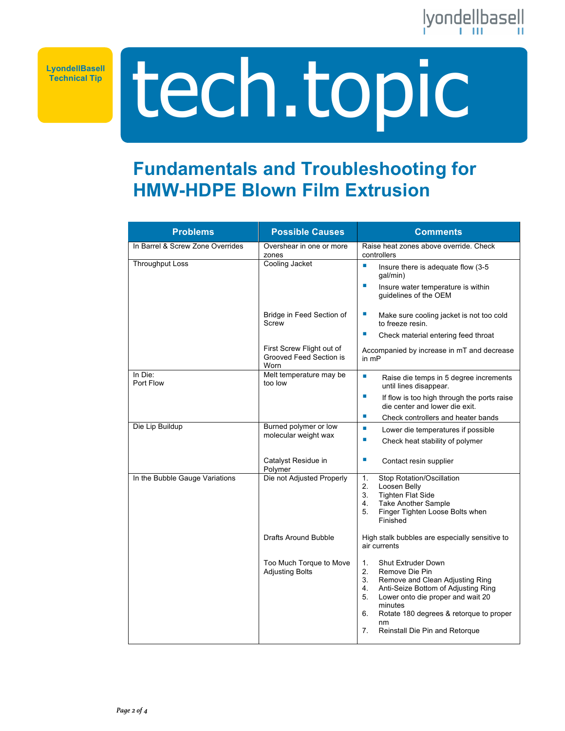# Fundamentals and Troubleshooting for HMW-HDPE Blown Film Extrusion

| Problems | Possible Causes | Comments |
|---|---|---|
| In Barrel & Screw Zone Overrides | Overshear in one or more zones | Raise heat zones above override. Check controllers |
| Throughput Loss | Cooling Jacket | ▪ Insure there is adequate flow (3-5 gal/min)<br>▪ Insure water temperature is within guidelines of the OEM |
| | Bridge in Feed Section of Screw | ▪ Make sure cooling jacket is not too cold to freeze resin.<br>▪ Check material entering feed throat |
| | First Screw Flight out of Grooved Feed Section is Worn | Accompanied by increase in mT and decrease in mP |
| In Die:<br>Port Flow | Melt temperature may be too low | ▪ Raise die temps in 5 degree increments until lines disappear.<br>▪ If flow is too high through the ports raise die center and lower die exit.<br>▪ Check controllers and heater bands |
| Die Lip Buildup | Burned polymer or low molecular weight wax | ▪ Lower die temperatures if possible<br>▪ Check heat stability of polymer |
| | Catalyst Residue in Polymer | ▪ Contact resin supplier |
| In the Bubble Gauge Variations | Die not Adjusted Properly | 1. Stop Rotation/Oscillation<br>2. Loosen Belly<br>3. Tighten Flat Side<br>4. Take Another Sample<br>5. Finger Tighten Loose Bolts when Finished |
| | Drafts Around Bubble | High stalk bubbles are especially sensitive to air currents |
| | Too Much Torque to Move Adjusting Bolts | 1. Shut Extruder Down<br>2. Remove Die Pin<br>3. Remove and Clean Adjusting Ring<br>4. Anti-Seize Bottom of Adjusting Ring<br>5. Lower onto die proper and wait 20 minutes<br>6. Rotate 180 degrees & retorque to proper nm<br>7. Reinstall Die Pin and Retorque |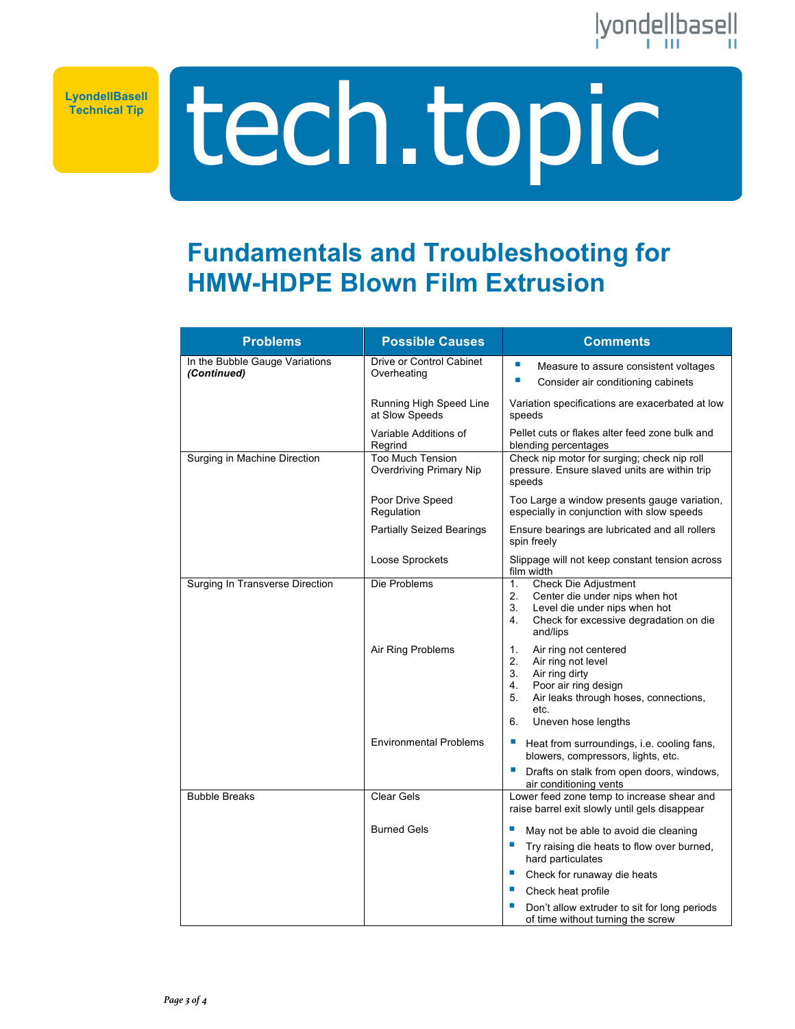# Fundamentals and Troubleshooting for HMW-HDPE Blown Film Extrusion

| Problems | Possible Causes | Comments |
|---|---|---|
| In the Bubble Gauge Variations ***(Continued)*** | Drive or Control Cabinet Overheating | ▪ Measure to assure consistent voltages<br>▪ Consider air conditioning cabinets |
| | Running High Speed Line at Slow Speeds | Variation specifications are exacerbated at low speeds |
| | Variable Additions of Regrind | Pellet cuts or flakes alter feed zone bulk and blending percentages |
| Surging in Machine Direction | Too Much Tension Overdriving Primary Nip | Check nip motor for surging; check nip roll pressure. Ensure slaved units are within trip speeds |
| | Poor Drive Speed Regulation | Too Large a window presents gauge variation, especially in conjunction with slow speeds |
| | Partially Seized Bearings | Ensure bearings are lubricated and all rollers spin freely |
| | Loose Sprockets | Slippage will not keep constant tension across film width |
| Surging In Transverse Direction | Die Problems | 1. Check Die Adjustment<br>2. Center die under nips when hot<br>3. Level die under nips when hot<br>4. Check for excessive degradation on die and/lips |
| | Air Ring Problems | 1. Air ring not centered<br>2. Air ring not level<br>3. Air ring dirty<br>4. Poor air ring design<br>5. Air leaks through hoses, connections, etc.<br>6. Uneven hose lengths |
| | Environmental Problems | ▪ Heat from surroundings, i.e. cooling fans, blowers, compressors, lights, etc.<br>▪ Drafts on stalk from open doors, windows, air conditioning vents |
| Bubble Breaks | Clear Gels | Lower feed zone temp to increase shear and raise barrel exit slowly until gels disappear |
| | Burned Gels | ▪ May not be able to avoid die cleaning<br>▪ Try raising die heats to flow over burned, hard particulates<br>▪ Check for runaway die heats<br>▪ Check heat profile<br>▪ Don't allow extruder to sit for long periods of time without turning the screw |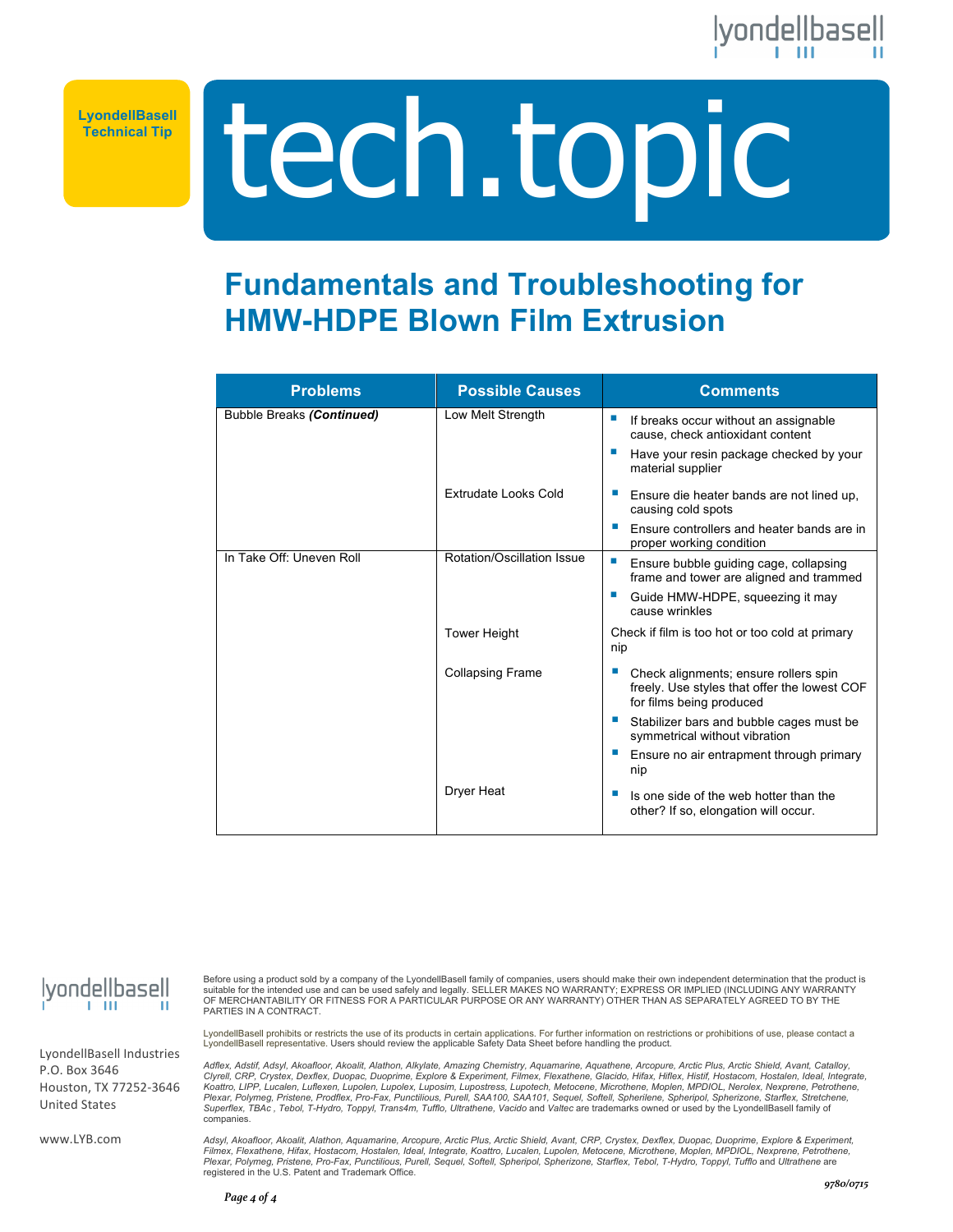LyondellBasell Technical Tip

# tech.topic

## Fundamentals and Troubleshooting for HMW-HDPE Blown Film Extrusion

| Problems | Possible Causes | Comments |
|---|---|---|
| Bubble Breaks ***(Continued)*** | Low Melt Strength | - If breaks occur without an assignable cause, check antioxidant content<br>- Have your resin package checked by your material supplier |
| | Extrudate Looks Cold | - Ensure die heater bands are not lined up, causing cold spots<br>- Ensure controllers and heater bands are in proper working condition |
| In Take Off: Uneven Roll | Rotation/Oscillation Issue | - Ensure bubble guiding cage, collapsing frame and tower are aligned and trammed<br>- Guide HMW-HDPE, squeezing it may cause wrinkles |
| | Tower Height | Check if film is too hot or too cold at primary nip |
| | Collapsing Frame | - Check alignments; ensure rollers spin freely. Use styles that offer the lowest COF for films being produced<br>- Stabilizer bars and bubble cages must be symmetrical without vibration<br>- Ensure no air entrapment through primary nip |
| | Dryer Heat | - Is one side of the web hotter than the other? If so, elongation will occur. |

LyondellBasell Industries
P.O. Box 3646
Houston, TX 77252-3646
United States

www.LYB.com

Before using a product sold by a company of the LyondellBasell family of companies, users should make their own independent determination that the product is suitable for the intended use and can be used safely and legally. SELLER MAKES NO WARRANTY; EXPRESS OR IMPLIED (INCLUDING ANY WARRANTY OF MERCHANTABILITY OR FITNESS FOR A PARTICULAR PURPOSE OR ANY WARRANTY) OTHER THAN AS SEPARATELY AGREED TO BY THE PARTIES IN A CONTRACT.

LyondellBasell prohibits or restricts the use of its products in certain applications. For further information on restrictions or prohibitions of use, please contact a LyondellBasell representative. Users should review the applicable Safety Data Sheet before handling the product.

*Adflex, Adstif, Adsyl, Akoafloor, Akoalit, Alathon, Alkylate, Amazing Chemistry, Aquamarine, Aquathene, Arcopure, Arctic Plus, Arctic Shield, Avant, Catalloy, Clyrell, CRP, Crystex, Dexflex, Duopac, Duoprime, Explore & Experiment, Filmex, Flexathene, Glacido, Hifax, Hiflex, Histif, Hostacom, Hostalen, Ideal, Integrate, Koattro, LIPP, Lucalen, Luflexen, Lupolen, Lupolex, Luposim, Lupostress, Lupotech, Metocene, Microthene, Moplen, MPDIOL, Nerolex, Nexprene, Petrothene, Plexar, Polymeg, Pristene, Prodflex, Pro-Fax, Punctilious, Purell, SAA100, SAA101, Sequel, Softell, Spherilene, Spheripol, Spherizone, Starflex, Stretchene, Superflex, TBAc , Tebol, T-Hydro, Toppyl, Trans4m, Tufflo, Ultrathene, Vacido* and *Valtec* are trademarks owned or used by the LyondellBasell family of companies.

*Adsyl, Akoafloor, Akoalit, Alathon, Aquamarine, Arcopure, Arctic Plus, Arctic Shield, Avant, CRP, Crystex, Dexflex, Duopac, Duoprime, Explore & Experiment, Filmex, Flexathene, Hifax, Hostacom, Hostalen, Ideal, Integrate, Koattro, Lucalen, Lupolen, Metocene, Microthene, Moplen, MPDIOL, Nexprene, Petrothene, Plexar, Polymeg, Pristene, Pro-Fax, Punctilious, Purell, Sequel, Softell, Spheripol, Spherizone, Starflex, Tebol, T-Hydro, Toppyl, Tufflo* and *Ultrathene* are registered in the U.S. Patent and Trademark Office.

9780/0715